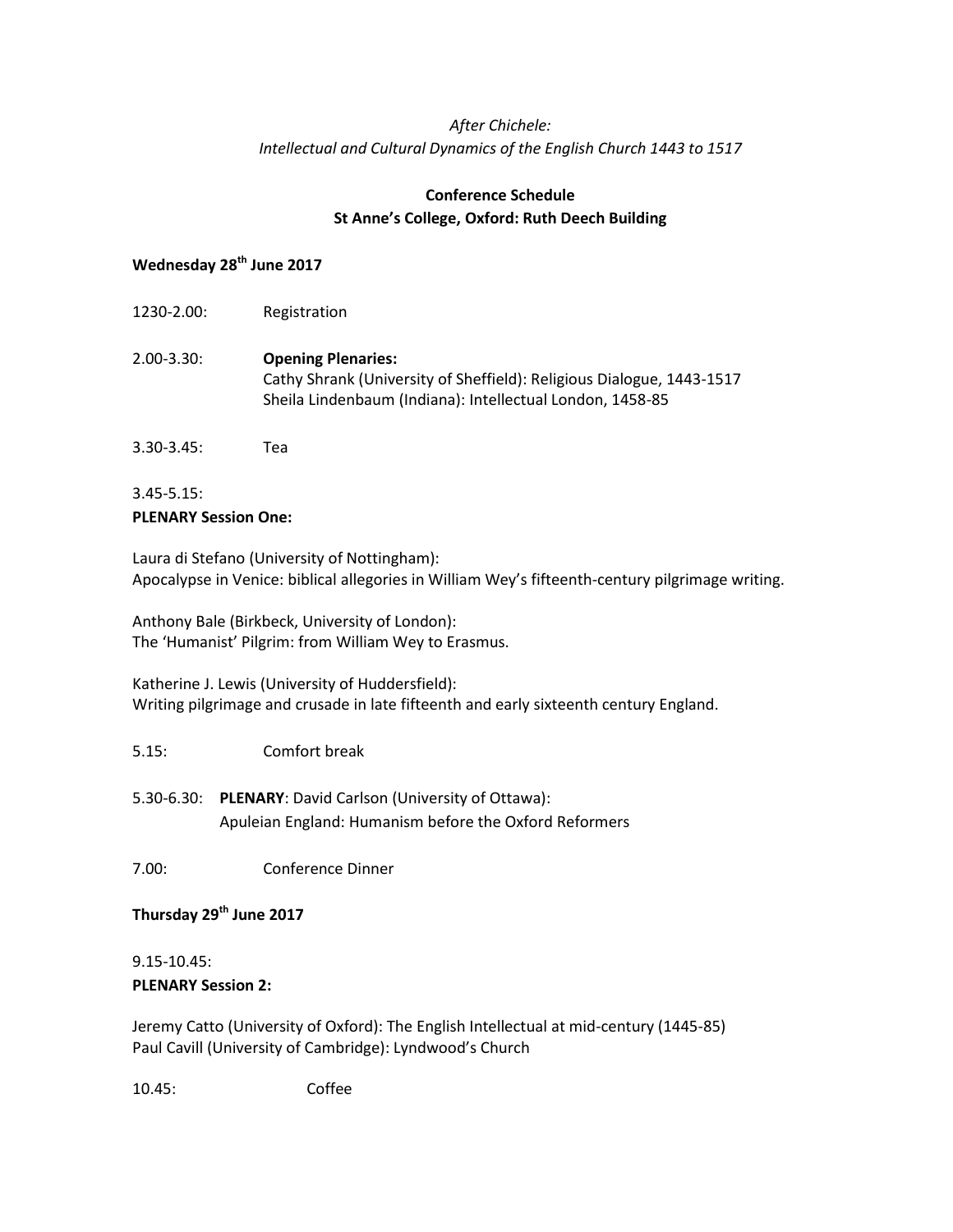*After Chichele:*
*Intellectual and Cultural Dynamics of the English Church 1443 to 1517*

**Conference Schedule**
**St Anne's College, Oxford: Ruth Deech Building**

**Wednesday 28th June 2017**

1230-2.00: Registration

2.00-3.30: **Opening Plenaries:**
Cathy Shrank (University of Sheffield): Religious Dialogue, 1443-1517
Sheila Lindenbaum (Indiana): Intellectual London, 1458-85

3.30-3.45: Tea

3.45-5.15:
**PLENARY Session One:**

Laura di Stefano (University of Nottingham):
Apocalypse in Venice: biblical allegories in William Wey's fifteenth-century pilgrimage writing.

Anthony Bale (Birkbeck, University of London):
The 'Humanist' Pilgrim: from William Wey to Erasmus.

Katherine J. Lewis (University of Huddersfield):
Writing pilgrimage and crusade in late fifteenth and early sixteenth century England.

5.15: Comfort break

5.30-6.30: **PLENARY**: David Carlson (University of Ottawa):
Apuleian England: Humanism before the Oxford Reformers

7.00: Conference Dinner

**Thursday 29th June 2017**

9.15-10.45:
**PLENARY Session 2:**

Jeremy Catto (University of Oxford): The English Intellectual at mid-century (1445-85)
Paul Cavill (University of Cambridge): Lyndwood's Church

10.45: Coffee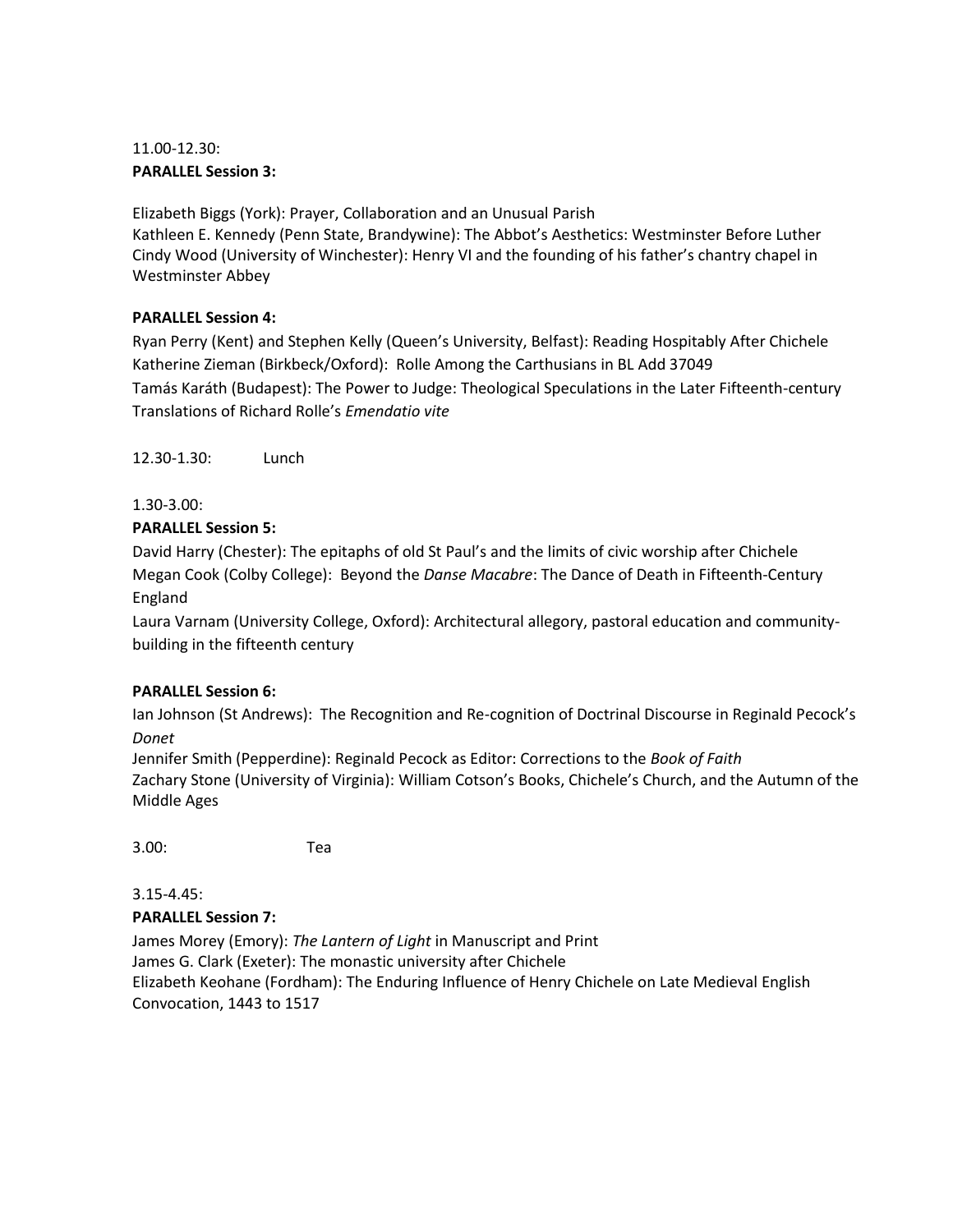11.00-12.30:
**PARALLEL Session 3:**

Elizabeth Biggs (York): Prayer, Collaboration and an Unusual Parish
Kathleen E. Kennedy (Penn State, Brandywine): The Abbot's Aesthetics: Westminster Before Luther
Cindy Wood (University of Winchester): Henry VI and the founding of his father's chantry chapel in Westminster Abbey

**PARALLEL Session 4:**
Ryan Perry (Kent) and Stephen Kelly (Queen's University, Belfast): Reading Hospitably After Chichele
Katherine Zieman (Birkbeck/Oxford): Rolle Among the Carthusians in BL Add 37049
Tamás Karáth (Budapest): The Power to Judge: Theological Speculations in the Later Fifteenth-century Translations of Richard Rolle's *Emendatio vite*

12.30-1.30: Lunch

1.30-3.00:
**PARALLEL Session 5:**
David Harry (Chester): The epitaphs of old St Paul's and the limits of civic worship after Chichele
Megan Cook (Colby College): Beyond the *Danse Macabre*: The Dance of Death in Fifteenth-Century England
Laura Varnam (University College, Oxford): Architectural allegory, pastoral education and community-building in the fifteenth century

**PARALLEL Session 6:**
Ian Johnson (St Andrews): The Recognition and Re-cognition of Doctrinal Discourse in Reginald Pecock's *Donet*
Jennifer Smith (Pepperdine): Reginald Pecock as Editor: Corrections to the *Book of Faith*
Zachary Stone (University of Virginia): William Cotson's Books, Chichele's Church, and the Autumn of the Middle Ages

3.00: Tea

3.15-4.45:
**PARALLEL Session 7:**
James Morey (Emory): *The Lantern of Light* in Manuscript and Print
James G. Clark (Exeter): The monastic university after Chichele
Elizabeth Keohane (Fordham): The Enduring Influence of Henry Chichele on Late Medieval English Convocation, 1443 to 1517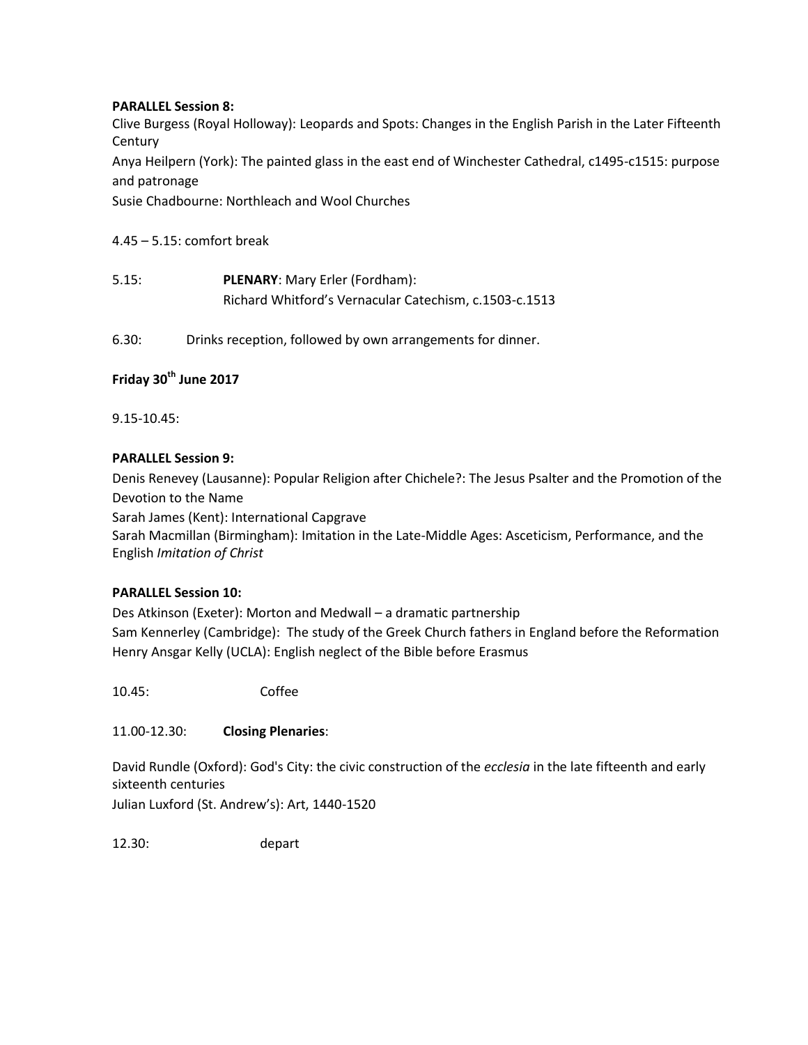**PARALLEL Session 8:**

Clive Burgess (Royal Holloway): Leopards and Spots: Changes in the English Parish in the Later Fifteenth Century

Anya Heilpern (York): The painted glass in the east end of Winchester Cathedral, c1495-c1515: purpose and patronage

Susie Chadbourne: Northleach and Wool Churches

4.45 – 5.15: comfort break

5.15: **PLENARY**: Mary Erler (Fordham): Richard Whitford's Vernacular Catechism, c.1503-c.1513

6.30: Drinks reception, followed by own arrangements for dinner.

**Friday 30th June 2017**

9.15-10.45:

**PARALLEL Session 9:**

Denis Renevey (Lausanne): Popular Religion after Chichele?: The Jesus Psalter and the Promotion of the Devotion to the Name

Sarah James (Kent): International Capgrave

Sarah Macmillan (Birmingham): Imitation in the Late-Middle Ages: Asceticism, Performance, and the English *Imitation of Christ*

**PARALLEL Session 10:**

Des Atkinson (Exeter): Morton and Medwall – a dramatic partnership

Sam Kennerley (Cambridge): The study of the Greek Church fathers in England before the Reformation

Henry Ansgar Kelly (UCLA): English neglect of the Bible before Erasmus

10.45: Coffee

11.00-12.30: **Closing Plenaries**:

David Rundle (Oxford): God's City: the civic construction of the *ecclesia* in the late fifteenth and early sixteenth centuries

Julian Luxford (St. Andrew's): Art, 1440-1520

12.30: depart